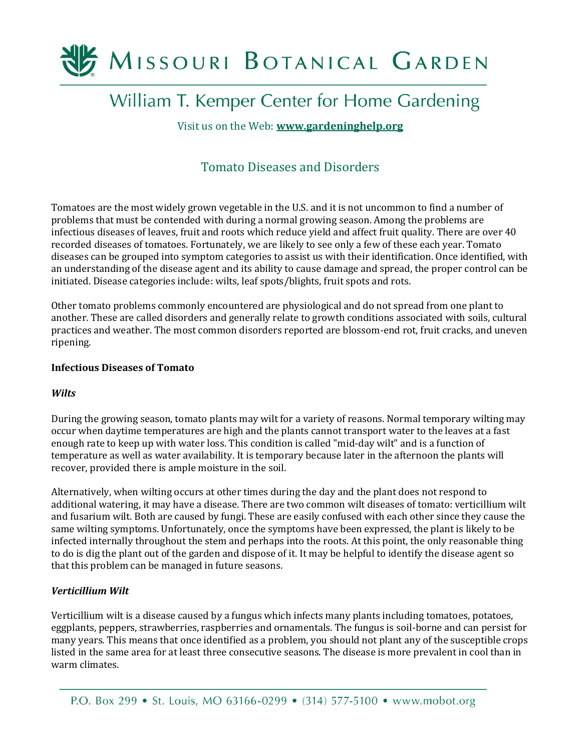# Missouri Botanical Garden

## William T. Kemper Center for Home Gardening

Visit us on the Web: **www.gardeninghelp.org**

## Tomato Diseases and Disorders

Tomatoes are the most widely grown vegetable in the U.S. and it is not uncommon to find a number of problems that must be contended with during a normal growing season. Among the problems are infectious diseases of leaves, fruit and roots which reduce yield and affect fruit quality. There are over 40 recorded diseases of tomatoes. Fortunately, we are likely to see only a few of these each year. Tomato diseases can be grouped into symptom categories to assist us with their identification. Once identified, with an understanding of the disease agent and its ability to cause damage and spread, the proper control can be initiated. Disease categories include: wilts, leaf spots/blights, fruit spots and rots.

Other tomato problems commonly encountered are physiological and do not spread from one plant to another. These are called disorders and generally relate to growth conditions associated with soils, cultural practices and weather. The most common disorders reported are blossom-end rot, fruit cracks, and uneven ripening.

### Infectious Diseases of Tomato

#### *Wilts*

During the growing season, tomato plants may wilt for a variety of reasons. Normal temporary wilting may occur when daytime temperatures are high and the plants cannot transport water to the leaves at a fast enough rate to keep up with water loss. This condition is called "mid-day wilt" and is a function of temperature as well as water availability. It is temporary because later in the afternoon the plants will recover, provided there is ample moisture in the soil.

Alternatively, when wilting occurs at other times during the day and the plant does not respond to additional watering, it may have a disease. There are two common wilt diseases of tomato: verticillium wilt and fusarium wilt. Both are caused by fungi. These are easily confused with each other since they cause the same wilting symptoms. Unfortunately, once the symptoms have been expressed, the plant is likely to be infected internally throughout the stem and perhaps into the roots. At this point, the only reasonable thing to do is dig the plant out of the garden and dispose of it. It may be helpful to identify the disease agent so that this problem can be managed in future seasons.

#### *Verticillium Wilt*

Verticillium wilt is a disease caused by a fungus which infects many plants including tomatoes, potatoes, eggplants, peppers, strawberries, raspberries and ornamentals. The fungus is soil-borne and can persist for many years. This means that once identified as a problem, you should not plant any of the susceptible crops listed in the same area for at least three consecutive seasons. The disease is more prevalent in cool than in warm climates.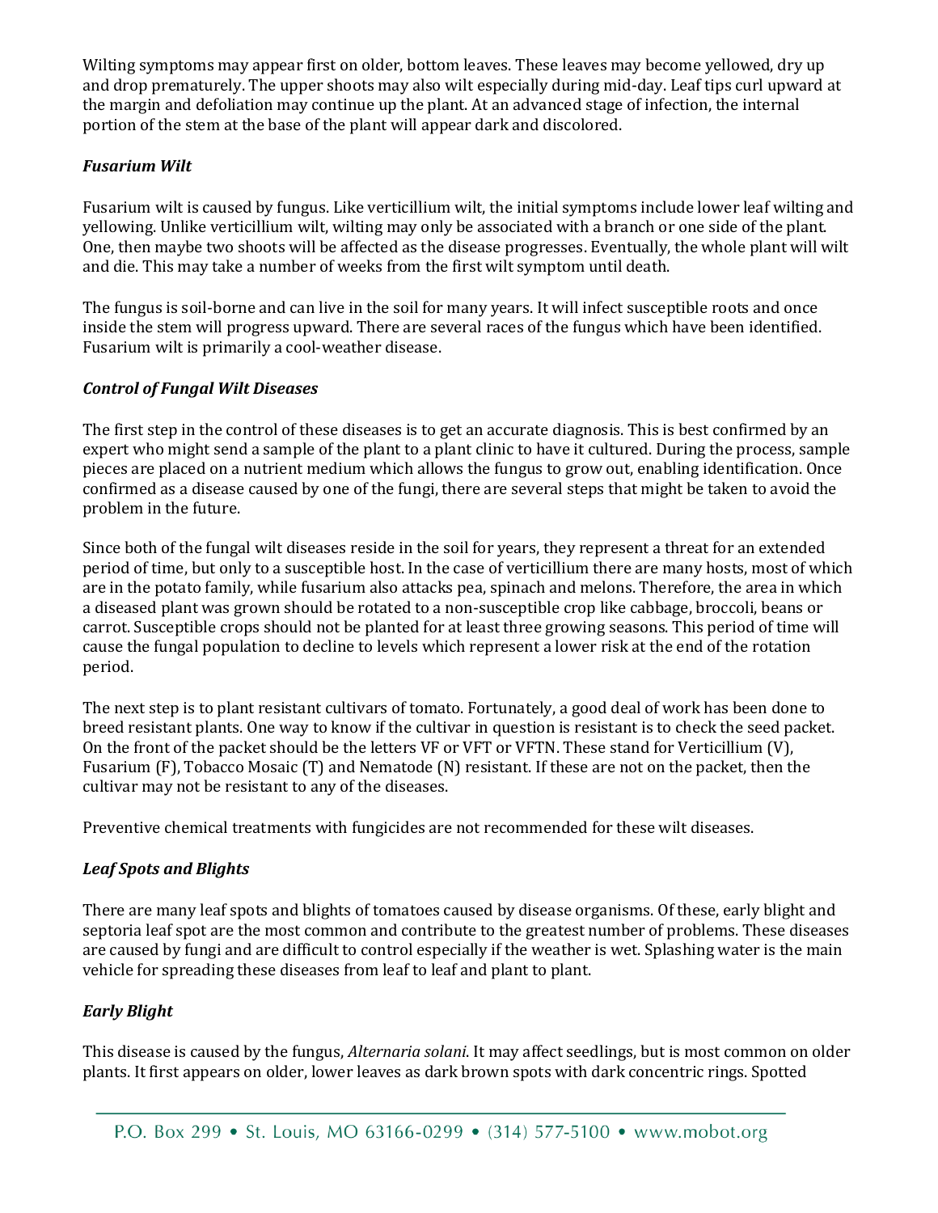Wilting symptoms may appear first on older, bottom leaves. These leaves may become yellowed, dry up and drop prematurely. The upper shoots may also wilt especially during mid-day. Leaf tips curl upward at the margin and defoliation may continue up the plant. At an advanced stage of infection, the internal portion of the stem at the base of the plant will appear dark and discolored.

### *Fusarium Wilt*

Fusarium wilt is caused by fungus. Like verticillium wilt, the initial symptoms include lower leaf wilting and yellowing. Unlike verticillium wilt, wilting may only be associated with a branch or one side of the plant. One, then maybe two shoots will be affected as the disease progresses. Eventually, the whole plant will wilt and die. This may take a number of weeks from the first wilt symptom until death.

The fungus is soil-borne and can live in the soil for many years. It will infect susceptible roots and once inside the stem will progress upward. There are several races of the fungus which have been identified. Fusarium wilt is primarily a cool-weather disease.

### *Control of Fungal Wilt Diseases*

The first step in the control of these diseases is to get an accurate diagnosis. This is best confirmed by an expert who might send a sample of the plant to a plant clinic to have it cultured. During the process, sample pieces are placed on a nutrient medium which allows the fungus to grow out, enabling identification. Once confirmed as a disease caused by one of the fungi, there are several steps that might be taken to avoid the problem in the future.

Since both of the fungal wilt diseases reside in the soil for years, they represent a threat for an extended period of time, but only to a susceptible host. In the case of verticillium there are many hosts, most of which are in the potato family, while fusarium also attacks pea, spinach and melons. Therefore, the area in which a diseased plant was grown should be rotated to a non-susceptible crop like cabbage, broccoli, beans or carrot. Susceptible crops should not be planted for at least three growing seasons. This period of time will cause the fungal population to decline to levels which represent a lower risk at the end of the rotation period.

The next step is to plant resistant cultivars of tomato. Fortunately, a good deal of work has been done to breed resistant plants. One way to know if the cultivar in question is resistant is to check the seed packet. On the front of the packet should be the letters VF or VFT or VFTN. These stand for Verticillium (V), Fusarium (F), Tobacco Mosaic (T) and Nematode (N) resistant. If these are not on the packet, then the cultivar may not be resistant to any of the diseases.

Preventive chemical treatments with fungicides are not recommended for these wilt diseases.

### *Leaf Spots and Blights*

There are many leaf spots and blights of tomatoes caused by disease organisms. Of these, early blight and septoria leaf spot are the most common and contribute to the greatest number of problems. These diseases are caused by fungi and are difficult to control especially if the weather is wet. Splashing water is the main vehicle for spreading these diseases from leaf to leaf and plant to plant.

### *Early Blight*

This disease is caused by the fungus, *Alternaria solani*. It may affect seedlings, but is most common on older plants. It first appears on older, lower leaves as dark brown spots with dark concentric rings. Spotted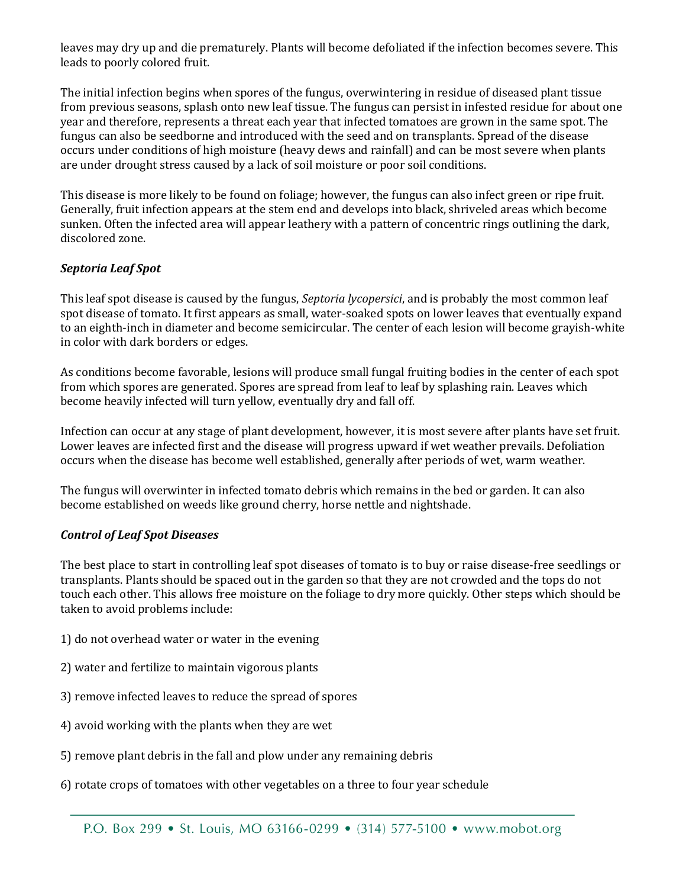leaves may dry up and die prematurely. Plants will become defoliated if the infection becomes severe. This leads to poorly colored fruit.

The initial infection begins when spores of the fungus, overwintering in residue of diseased plant tissue from previous seasons, splash onto new leaf tissue. The fungus can persist in infested residue for about one year and therefore, represents a threat each year that infected tomatoes are grown in the same spot. The fungus can also be seedborne and introduced with the seed and on transplants. Spread of the disease occurs under conditions of high moisture (heavy dews and rainfall) and can be most severe when plants are under drought stress caused by a lack of soil moisture or poor soil conditions.

This disease is more likely to be found on foliage; however, the fungus can also infect green or ripe fruit. Generally, fruit infection appears at the stem end and develops into black, shriveled areas which become sunken. Often the infected area will appear leathery with a pattern of concentric rings outlining the dark, discolored zone.

***Septoria Leaf Spot***

This leaf spot disease is caused by the fungus, *Septoria lycopersici*, and is probably the most common leaf spot disease of tomato. It first appears as small, water-soaked spots on lower leaves that eventually expand to an eighth-inch in diameter and become semicircular. The center of each lesion will become grayish-white in color with dark borders or edges.

As conditions become favorable, lesions will produce small fungal fruiting bodies in the center of each spot from which spores are generated. Spores are spread from leaf to leaf by splashing rain. Leaves which become heavily infected will turn yellow, eventually dry and fall off.

Infection can occur at any stage of plant development, however, it is most severe after plants have set fruit. Lower leaves are infected first and the disease will progress upward if wet weather prevails. Defoliation occurs when the disease has become well established, generally after periods of wet, warm weather.

The fungus will overwinter in infected tomato debris which remains in the bed or garden. It can also become established on weeds like ground cherry, horse nettle and nightshade.

***Control of Leaf Spot Diseases***

The best place to start in controlling leaf spot diseases of tomato is to buy or raise disease-free seedlings or transplants. Plants should be spaced out in the garden so that they are not crowded and the tops do not touch each other. This allows free moisture on the foliage to dry more quickly. Other steps which should be taken to avoid problems include:

1) do not overhead water or water in the evening

2) water and fertilize to maintain vigorous plants

3) remove infected leaves to reduce the spread of spores

4) avoid working with the plants when they are wet

5) remove plant debris in the fall and plow under any remaining debris

6) rotate crops of tomatoes with other vegetables on a three to four year schedule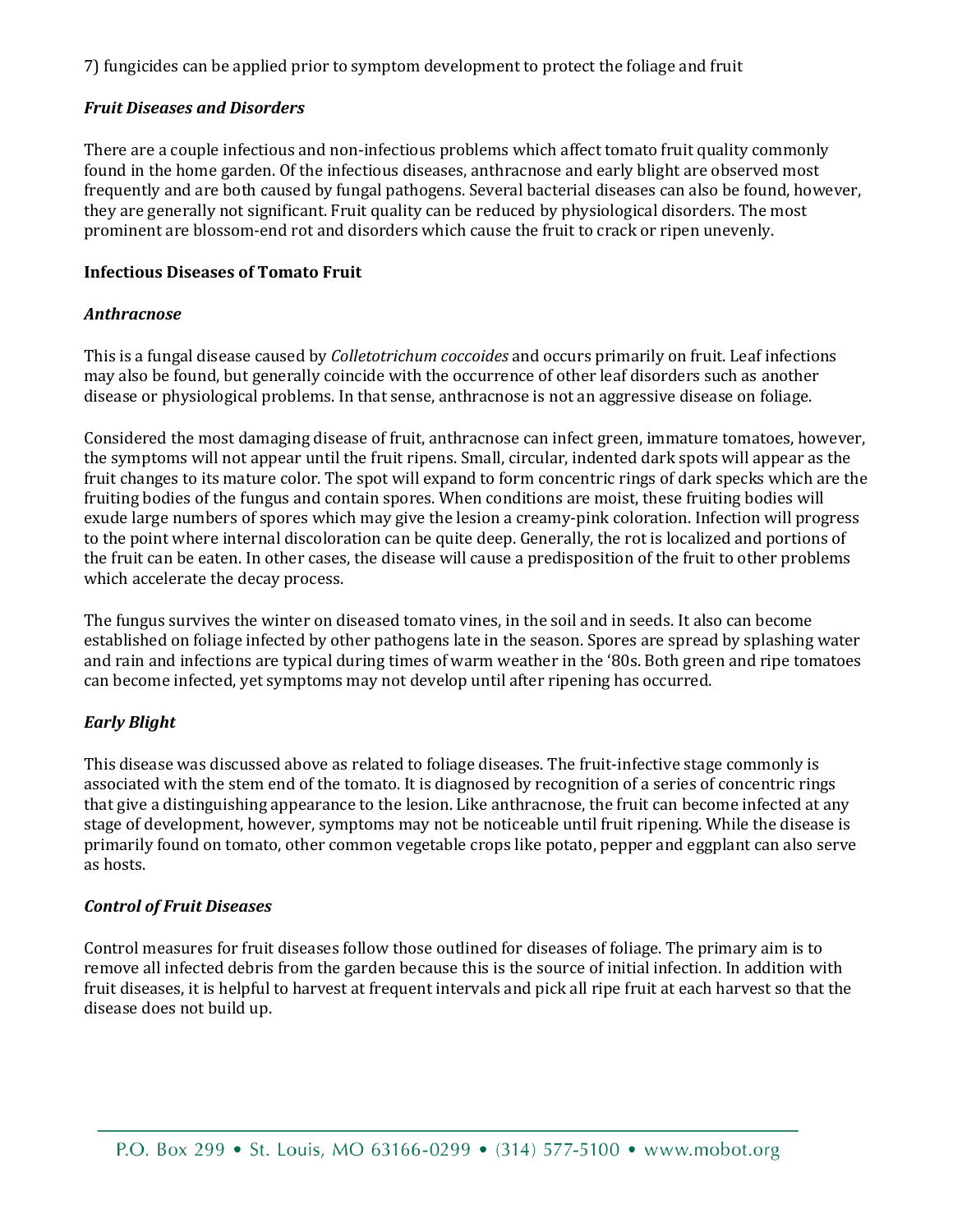7) fungicides can be applied prior to symptom development to protect the foliage and fruit

### *Fruit Diseases and Disorders*

There are a couple infectious and non-infectious problems which affect tomato fruit quality commonly found in the home garden. Of the infectious diseases, anthracnose and early blight are observed most frequently and are both caused by fungal pathogens. Several bacterial diseases can also be found, however, they are generally not significant. Fruit quality can be reduced by physiological disorders. The most prominent are blossom-end rot and disorders which cause the fruit to crack or ripen unevenly.

### **Infectious Diseases of Tomato Fruit**

#### *Anthracnose*

This is a fungal disease caused by *Colletotrichum coccoides* and occurs primarily on fruit. Leaf infections may also be found, but generally coincide with the occurrence of other leaf disorders such as another disease or physiological problems. In that sense, anthracnose is not an aggressive disease on foliage.

Considered the most damaging disease of fruit, anthracnose can infect green, immature tomatoes, however, the symptoms will not appear until the fruit ripens. Small, circular, indented dark spots will appear as the fruit changes to its mature color. The spot will expand to form concentric rings of dark specks which are the fruiting bodies of the fungus and contain spores. When conditions are moist, these fruiting bodies will exude large numbers of spores which may give the lesion a creamy-pink coloration. Infection will progress to the point where internal discoloration can be quite deep. Generally, the rot is localized and portions of the fruit can be eaten. In other cases, the disease will cause a predisposition of the fruit to other problems which accelerate the decay process.

The fungus survives the winter on diseased tomato vines, in the soil and in seeds. It also can become established on foliage infected by other pathogens late in the season. Spores are spread by splashing water and rain and infections are typical during times of warm weather in the '80s. Both green and ripe tomatoes can become infected, yet symptoms may not develop until after ripening has occurred.

#### *Early Blight*

This disease was discussed above as related to foliage diseases. The fruit-infective stage commonly is associated with the stem end of the tomato. It is diagnosed by recognition of a series of concentric rings that give a distinguishing appearance to the lesion. Like anthracnose, the fruit can become infected at any stage of development, however, symptoms may not be noticeable until fruit ripening. While the disease is primarily found on tomato, other common vegetable crops like potato, pepper and eggplant can also serve as hosts.

#### *Control of Fruit Diseases*

Control measures for fruit diseases follow those outlined for diseases of foliage. The primary aim is to remove all infected debris from the garden because this is the source of initial infection. In addition with fruit diseases, it is helpful to harvest at frequent intervals and pick all ripe fruit at each harvest so that the disease does not build up.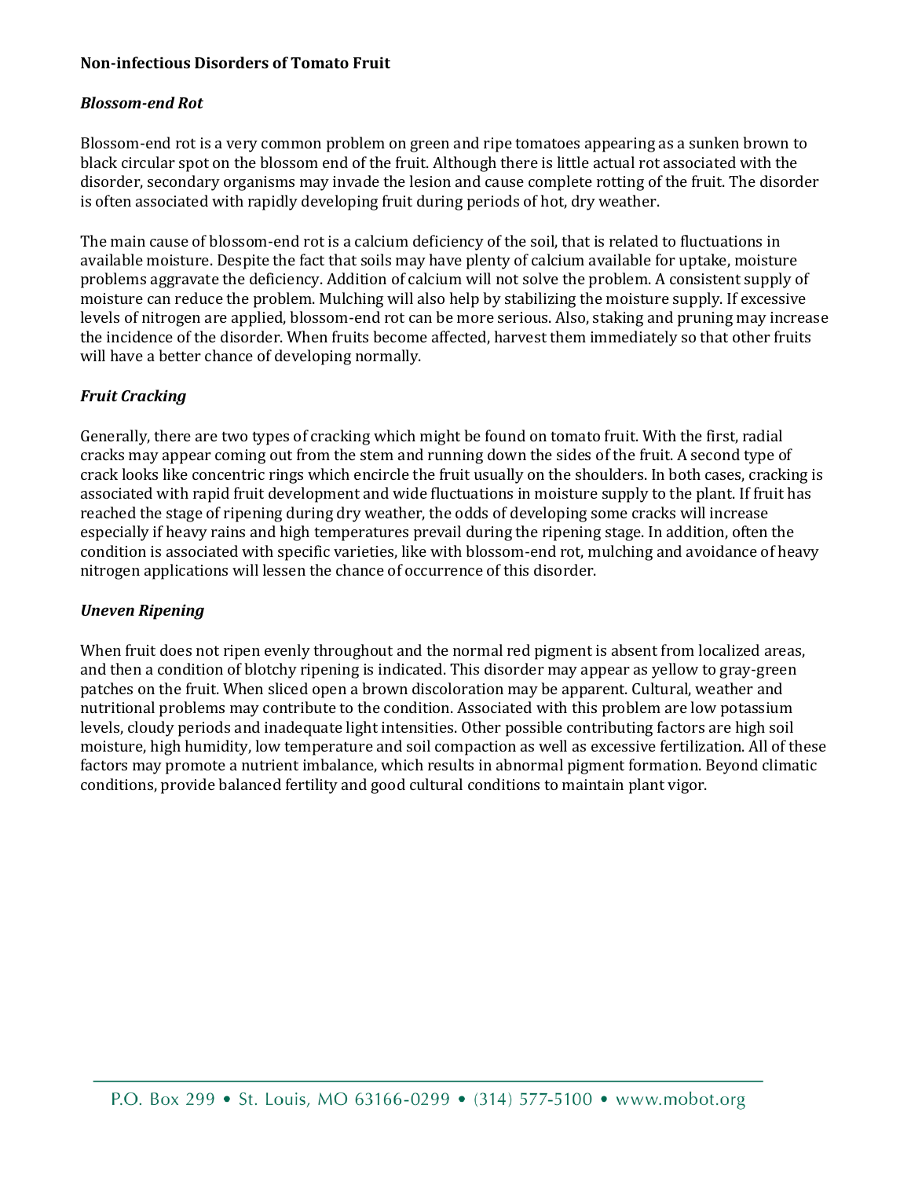**Non-infectious Disorders of Tomato Fruit**

***Blossom-end Rot***

Blossom-end rot is a very common problem on green and ripe tomatoes appearing as a sunken brown to black circular spot on the blossom end of the fruit. Although there is little actual rot associated with the disorder, secondary organisms may invade the lesion and cause complete rotting of the fruit. The disorder is often associated with rapidly developing fruit during periods of hot, dry weather.

The main cause of blossom-end rot is a calcium deficiency of the soil, that is related to fluctuations in available moisture. Despite the fact that soils may have plenty of calcium available for uptake, moisture problems aggravate the deficiency. Addition of calcium will not solve the problem. A consistent supply of moisture can reduce the problem. Mulching will also help by stabilizing the moisture supply. If excessive levels of nitrogen are applied, blossom-end rot can be more serious. Also, staking and pruning may increase the incidence of the disorder. When fruits become affected, harvest them immediately so that other fruits will have a better chance of developing normally.

***Fruit Cracking***

Generally, there are two types of cracking which might be found on tomato fruit. With the first, radial cracks may appear coming out from the stem and running down the sides of the fruit. A second type of crack looks like concentric rings which encircle the fruit usually on the shoulders. In both cases, cracking is associated with rapid fruit development and wide fluctuations in moisture supply to the plant. If fruit has reached the stage of ripening during dry weather, the odds of developing some cracks will increase especially if heavy rains and high temperatures prevail during the ripening stage. In addition, often the condition is associated with specific varieties, like with blossom-end rot, mulching and avoidance of heavy nitrogen applications will lessen the chance of occurrence of this disorder.

***Uneven Ripening***

When fruit does not ripen evenly throughout and the normal red pigment is absent from localized areas, and then a condition of blotchy ripening is indicated. This disorder may appear as yellow to gray-green patches on the fruit. When sliced open a brown discoloration may be apparent. Cultural, weather and nutritional problems may contribute to the condition. Associated with this problem are low potassium levels, cloudy periods and inadequate light intensities. Other possible contributing factors are high soil moisture, high humidity, low temperature and soil compaction as well as excessive fertilization. All of these factors may promote a nutrient imbalance, which results in abnormal pigment formation. Beyond climatic conditions, provide balanced fertility and good cultural conditions to maintain plant vigor.